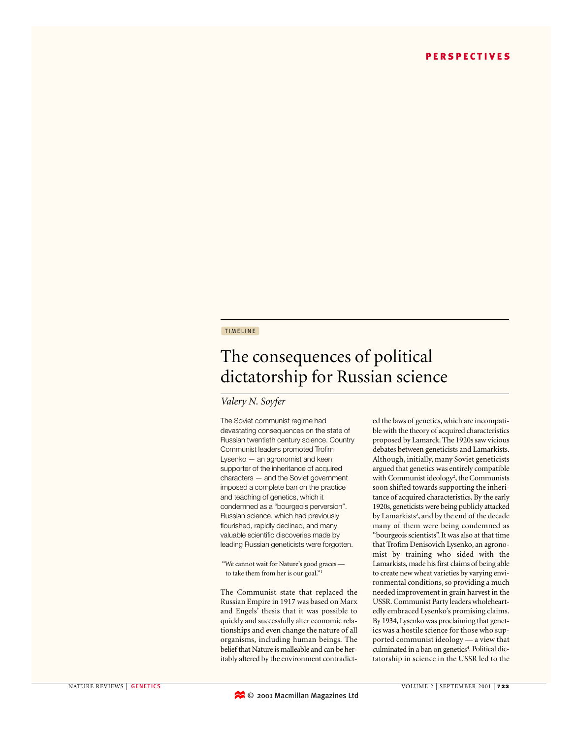PERSPECTIVES

TIMELINE

# The consequences of political dictatorship for Russian science

*Valery N. Soyfer*

The Soviet communist regime had devastating consequences on the state of Russian twentieth century science. Country Communist leaders promoted Trofim Lysenko — an agronomist and keen supporter of the inheritance of acquired characters — and the Soviet government imposed a complete ban on the practice and teaching of genetics, which it condemned as a "bourgeois perversion". Russian science, which had previously flourished, rapidly declined, and many valuable scientific discoveries made by leading Russian geneticists were forgotten.

> "We cannot wait for Nature's good graces — to take them from her is our goal."[1]

The Communist state that replaced the Russian Empire in 1917 was based on Marx and Engels' thesis that it was possible to quickly and successfully alter economic relationships and even change the nature of all organisms, including human beings. The belief that Nature is malleable and can be heritably altered by the environment contradicted the laws of genetics, which are incompatible with the theory of acquired characteristics proposed by Lamarck. The 1920s saw vicious debates between geneticists and Lamarkists. Although, initially, many Soviet geneticists argued that genetics was entirely compatible with Communist ideology[2], the Communists soon shifted towards supporting the inheritance of acquired characteristics. By the early 1920s, geneticists were being publicly attacked by Lamarkists[3], and by the end of the decade many of them were being condemned as "bourgeois scientists". It was also at that time that Trofim Denisovich Lysenko, an agronomist by training who sided with the Lamarkists, made his first claims of being able to create new wheat varieties by varying environmental conditions, so providing a much needed improvement in grain harvest in the USSR. Communist Party leaders wholeheartedly embraced Lysenko's promising claims. By 1934, Lysenko was proclaiming that genetics was a hostile science for those who supported communist ideology — a view that culminated in a ban on genetics[4]. Political dictatorship in science in the USSR led to the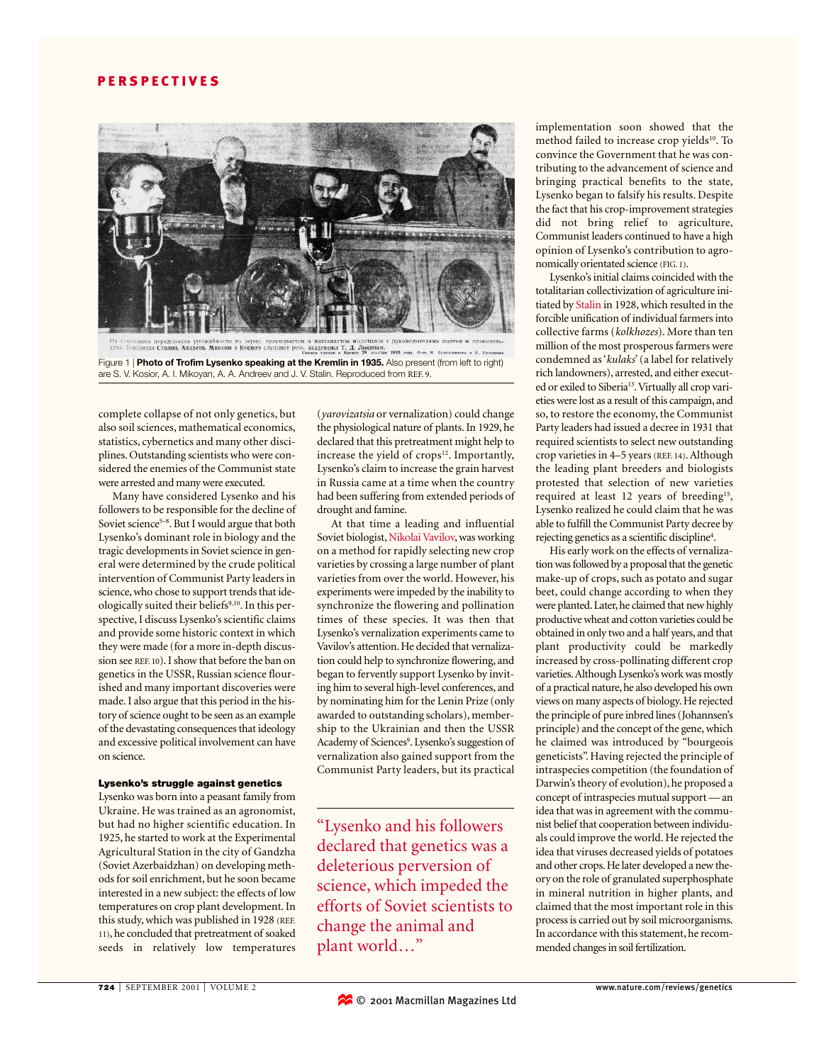Figure 1 | **Photo of Trofim Lysenko speaking at the Kremlin in 1935.** Also present (from left to right) are S. V. Kosior, A. I. Mikoyan, A. A. Andreev and J. V. Stalin. Reproduced from REF. 9.

complete collapse of not only genetics, but also soil sciences, mathematical economics, statistics, cybernetics and many other disciplines. Outstanding scientists who were considered the enemies of the Communist state were arrested and many were executed.

Many have considered Lysenko and his followers to be responsible for the decline of Soviet science[5–8]. But I would argue that both Lysenko's dominant role in biology and the tragic developments in Soviet science in general were determined by the crude political intervention of Communist Party leaders in science, who chose to support trends that ideologically suited their beliefs[9,10]. In this perspective, I discuss Lysenko's scientific claims and provide some historic context in which they were made (for a more in-depth discussion see REF. 10). I show that before the ban on genetics in the USSR, Russian science flourished and many important discoveries were made. I also argue that this period in the history of science ought to be seen as an example of the devastating consequences that ideology and excessive political involvement can have on science.

### Lysenko's struggle against genetics

Lysenko was born into a peasant family from Ukraine. He was trained as an agronomist, but had no higher scientific education. In 1925, he started to work at the Experimental Agricultural Station in the city of Gandzha (Soviet Azerbaidzhan) on developing methods for soil enrichment, but he soon became interested in a new subject: the effects of low temperatures on crop plant development. In this study, which was published in 1928 (REF. 11), he concluded that pretreatment of soaked seeds in relatively low temperatures (*yarovizatsia* or vernalization) could change the physiological nature of plants. In 1929, he declared that this pretreatment might help to increase the yield of crops[12]. Importantly, Lysenko's claim to increase the grain harvest in Russia came at a time when the country had been suffering from extended periods of drought and famine.

At that time a leading and influential Soviet biologist, Nikolai Vavilov, was working on a method for rapidly selecting new crop varieties by crossing a large number of plant varieties from over the world. However, his experiments were impeded by the inability to synchronize the flowering and pollination times of these species. It was then that Lysenko's vernalization experiments came to Vavilov's attention. He decided that vernalization could help to synchronize flowering, and began to fervently support Lysenko by inviting him to several high-level conferences, and by nominating him for the Lenin Prize (only awarded to outstanding scholars), membership to the Ukrainian and then the USSR Academy of Sciences[9]. Lysenko's suggestion of vernalization also gained support from the Communist Party leaders, but its practical implementation soon showed that the method failed to increase crop yields[10]. To convince the Government that he was contributing to the advancement of science and bringing practical benefits to the state, Lysenko began to falsify his results. Despite the fact that his crop-improvement strategies did not bring relief to agriculture, Communist leaders continued to have a high opinion of Lysenko's contribution to agronomically orientated science (FIG. 1).

> "Lysenko and his followers declared that genetics was a deleterious perversion of science, which impeded the efforts of Soviet scientists to change the animal and plant world…"

Lysenko's initial claims coincided with the totalitarian collectivization of agriculture initiated by Stalin in 1928, which resulted in the forcible unification of individual farmers into collective farms (*kolkhozes*). More than ten million of the most prosperous farmers were condemned as '*kulaks*' (a label for relatively rich landowners), arrested, and either executed or exiled to Siberia[13]. Virtually all crop varieties were lost as a result of this campaign, and so, to restore the economy, the Communist Party leaders had issued a decree in 1931 that required scientists to select new outstanding crop varieties in 4–5 years (REF. 14). Although the leading plant breeders and biologists protested that selection of new varieties required at least 12 years of breeding[15], Lysenko realized he could claim that he was able to fulfill the Communist Party decree by rejecting genetics as a scientific discipline[4].

His early work on the effects of vernalization was followed by a proposal that the genetic make-up of crops, such as potato and sugar beet, could change according to when they were planted. Later, he claimed that new highly productive wheat and cotton varieties could be obtained in only two and a half years, and that plant productivity could be markedly increased by cross-pollinating different crop varieties. Although Lysenko's work was mostly of a practical nature, he also developed his own views on many aspects of biology. He rejected the principle of pure inbred lines (Johannsen's principle) and the concept of the gene, which he claimed was introduced by "bourgeois geneticists". Having rejected the principle of intraspecies competition (the foundation of Darwin's theory of evolution), he proposed a concept of intraspecies mutual support — an idea that was in agreement with the communist belief that cooperation between individuals could improve the world. He rejected the idea that viruses decreased yields of potatoes and other crops. He later developed a new theory on the role of granulated superphosphate in mineral nutrition in higher plants, and claimed that the most important role in this process is carried out by soil microorganisms. In accordance with this statement, he recommended changes in soil fertilization.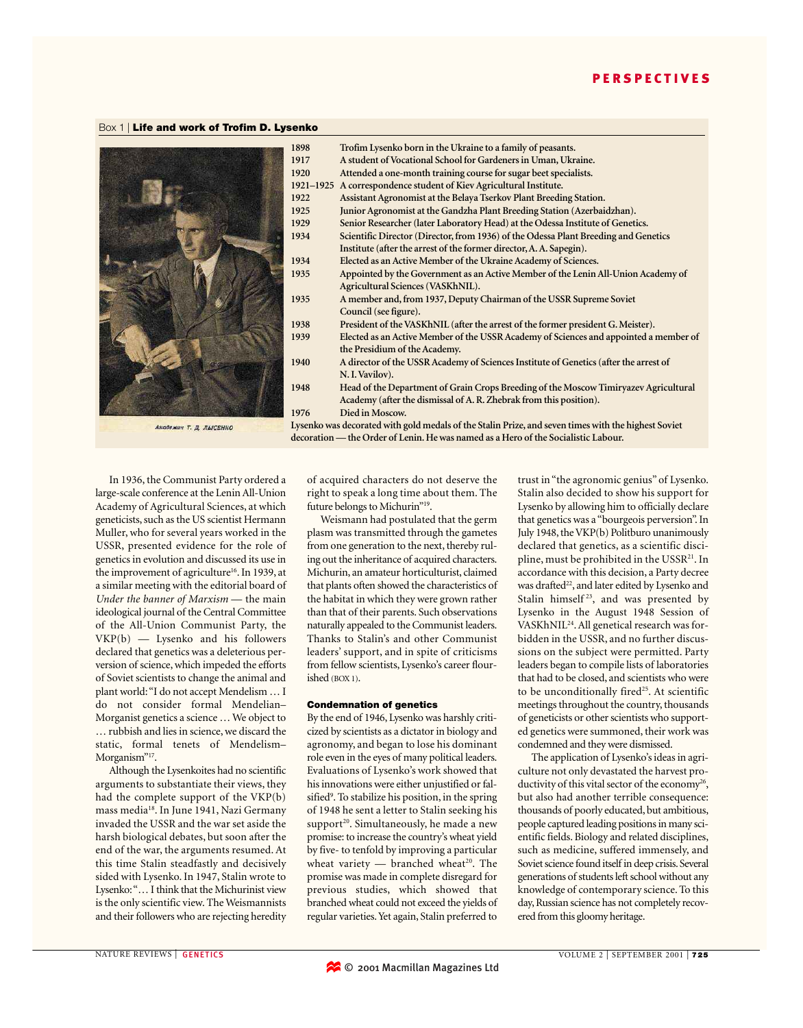### Box 1 | Life and work of Trofim D. Lysenko

Академик Т. Д. Лысенко

| | |
|---|---|
| 1898 | Trofim Lysenko born in the Ukraine to a family of peasants. |
| 1917 | A student of Vocational School for Gardeners in Uman, Ukraine. |
| 1920 | Attended a one-month training course for sugar beet specialists. |
| 1921–1925 | A correspondence student of Kiev Agricultural Institute. |
| 1922 | Assistant Agronomist at the Belaya Tserkov Plant Breeding Station. |
| 1925 | Junior Agronomist at the Gandzha Plant Breeding Station (Azerbaidzhan). |
| 1929 | Senior Researcher (later Laboratory Head) at the Odessa Institute of Genetics. |
| 1934 | Scientific Director (Director, from 1936) of the Odessa Plant Breeding and Genetics Institute (after the arrest of the former director, A. A. Sapegin). |
| 1934 | Elected as an Active Member of the Ukraine Academy of Sciences. |
| 1935 | Appointed by the Government as an Active Member of the Lenin All-Union Academy of Agricultural Sciences (VASKhNIL). |
| 1935 | A member and, from 1937, Deputy Chairman of the USSR Supreme Soviet Council (see figure). |
| 1938 | President of the VASKhNIL (after the arrest of the former president G. Meister). |
| 1939 | Elected as an Active Member of the USSR Academy of Sciences and appointed a member of the Presidium of the Academy. |
| 1940 | A director of the USSR Academy of Sciences Institute of Genetics (after the arrest of N. I. Vavilov). |
| 1948 | Head of the Department of Grain Crops Breeding of the Moscow Timiryazev Agricultural Academy (after the dismissal of A. R. Zhebrak from this position). |
| 1976 | Died in Moscow. |

Lysenko was decorated with gold medals of the Stalin Prize, and seven times with the highest Soviet decoration — the Order of Lenin. He was named as a Hero of the Socialistic Labour.

In 1936, the Communist Party ordered a large-scale conference at the Lenin All-Union Academy of Agricultural Sciences, at which geneticists, such as the US scientist Hermann Muller, who for several years worked in the USSR, presented evidence for the role of genetics in evolution and discussed its use in the improvement of agriculture[16]. In 1939, at a similar meeting with the editorial board of *Under the banner of Marxism* — the main ideological journal of the Central Committee of the All-Union Communist Party, the VKP(b) — Lysenko and his followers declared that genetics was a deleterious perversion of science, which impeded the efforts of Soviet scientists to change the animal and plant world: "I do not accept Mendelism … I do not consider formal Mendelian–Morganist genetics a science … We object to … rubbish and lies in science, we discard the static, formal tenets of Mendelism–Morganism"[17].

Although the Lysenkoites had no scientific arguments to substantiate their views, they had the complete support of the VKP(b) mass media[18]. In June 1941, Nazi Germany invaded the USSR and the war set aside the harsh biological debates, but soon after the end of the war, the arguments resumed. At this time Stalin steadfastly and decisively sided with Lysenko. In 1947, Stalin wrote to Lysenko: "… I think that the Michurinist view is the only scientific view. The Weismannists and their followers who are rejecting heredity of acquired characters do not deserve the right to speak a long time about them. The future belongs to Michurin"[19].

Weismann had postulated that the germ plasm was transmitted through the gametes from one generation to the next, thereby ruling out the inheritance of acquired characters. Michurin, an amateur horticulturist, claimed that plants often showed the characteristics of the habitat in which they were grown rather than those of their parents. Such observations naturally appealed to the Communist leaders. Thanks to Stalin's and other Communist leaders' support, and in spite of criticisms from fellow scientists, Lysenko's career flourished (BOX 1).

### Condemnation of genetics

By the end of 1946, Lysenko was harshly criticized by scientists as a dictator in biology and agronomy, and began to lose his dominant role even in the eyes of many political leaders. Evaluations of Lysenko's work showed that his innovations were either unjustified or falsified[9]. To stabilize his position, in the spring of 1948 he sent a letter to Stalin seeking his support[20]. Simultaneously, he made a new promise: to increase the country's wheat yield by five- to tenfold by improving a particular wheat variety — branched wheat[20]. The promise was made in complete disregard for previous studies, which showed that branched wheat could not exceed the yields of regular varieties. Yet again, Stalin preferred to trust in "the agronomic genius" of Lysenko. Stalin also decided to show his support for Lysenko by allowing him to officially declare that genetics was a "bourgeois perversion". In July 1948, the VKP(b) Politburo unanimously declared that genetics, as a scientific discipline, must be prohibited in the USSR[21]. In accordance with this decision, a Party decree was drafted[22], and later edited by Lysenko and Stalin himself[23], and was presented by Lysenko in the August 1948 Session of VASKhNIL[24]. All genetical research was forbidden in the USSR, and no further discussions on the subject were permitted. Party leaders began to compile lists of laboratories that had to be closed, and scientists who were to be unconditionally fired[25]. At scientific meetings throughout the country, thousands of geneticists or other scientists who supported genetics were summoned, their work was condemned and they were dismissed.

The application of Lysenko's ideas in agriculture not only devastated the harvest productivity of this vital sector of the economy[26], but also had another terrible consequence: thousands of poorly educated, but ambitious, people captured leading positions in many scientific fields. Biology and related disciplines, such as medicine, suffered immensely, and Soviet science found itself in deep crisis. Several generations of students left school without any knowledge of contemporary science. To this day, Russian science has not completely recovered from this gloomy heritage.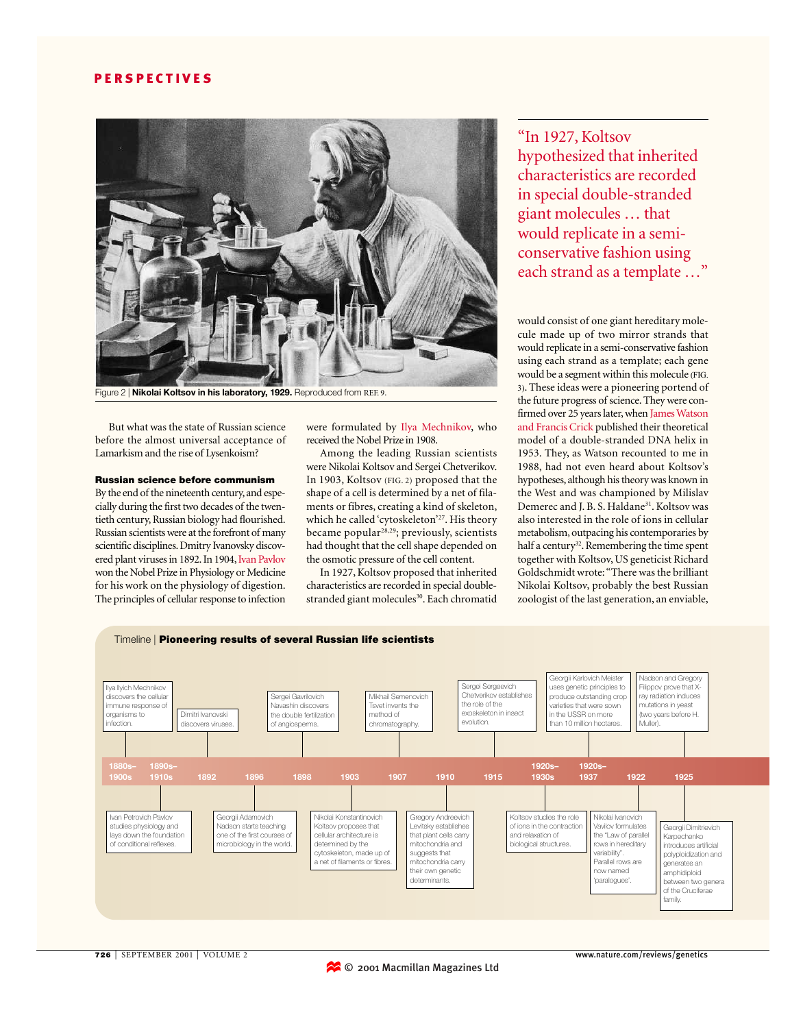Figure 2 | **Nikolai Koltsov in his laboratory, 1929.** Reproduced from REF. 9.

> "In 1927, Koltsov hypothesized that inherited characteristics are recorded in special double-stranded giant molecules … that would replicate in a semi-conservative fashion using each strand as a template …"

But what was the state of Russian science before the almost universal acceptance of Lamarkism and the rise of Lysenkoism?

### Russian science before communism

By the end of the nineteenth century, and especially during the first two decades of the twentieth century, Russian biology had flourished. Russian scientists were at the forefront of many scientific disciplines. Dmitry Ivanovsky discovered plant viruses in 1892. In 1904, Ivan Pavlov won the Nobel Prize in Physiology or Medicine for his work on the physiology of digestion. The principles of cellular response to infection were formulated by Ilya Mechnikov, who received the Nobel Prize in 1908.

Among the leading Russian scientists were Nikolai Koltsov and Sergei Chetverikov. In 1903, Koltsov (FIG. 2) proposed that the shape of a cell is determined by a net of filaments or fibres, creating a kind of skeleton, which he called 'cytoskeleton'[27]. His theory became popular[28,29]; previously, scientists had thought that the cell shape depended on the osmotic pressure of the cell content.

In 1927, Koltsov proposed that inherited characteristics are recorded in special double-stranded giant molecules[30]. Each chromatid would consist of one giant hereditary molecule made up of two mirror strands that would replicate in a semi-conservative fashion using each strand as a template; each gene would be a segment within this molecule (FIG. 3). These ideas were a pioneering portend of the future progress of science. They were confirmed over 25 years later, when James Watson and Francis Crick published their theoretical model of a double-stranded DNA helix in 1953. They, as Watson recounted to me in 1988, had not even heard about Koltsov's hypotheses, although his theory was known in the West and was championed by Milislav Demerec and J. B. S. Haldane[31]. Koltsov was also interested in the role of ions in cellular metabolism, outpacing his contemporaries by half a century[32]. Remembering the time spent together with Koltsov, US geneticist Richard Goldschmidt wrote: "There was the brilliant Nikolai Koltsov, probably the best Russian zoologist of the last generation, an enviable,

Timeline | **Pioneering results of several Russian life scientists**

| Date | Event |
|---|---|
| 1880s–1900s | Ilya Ilyich Mechnikov discovers the cellular immune response of organisms to infection. |
| 1880s–1900s | Ivan Petrovich Pavlov studies physiology and lays down the foundation of conditional reflexes. |
| 1890s–1910s | Dimitri Ivanovski discovers viruses. |
| 1896 | Georgii Adamovich Nadson starts teaching one of the first courses of microbiology in the world. |
| 1898 | Sergei Gavrilovich Navashin discovers the double fertilization of angiosperms. |
| 1903 | Nikolai Konstantinovich Koltsov proposes that cellular architecture is determined by the cytoskeleton, made up of a net of filaments or fibres. |
| 1907 | Mikhail Semenovich Tsvet invents the method of chromatography. |
| 1910 | Gregory Andreevich Levitsky establishes that plant cells carry mitochondria and suggests that mitochondria carry their own genetic determinants. |
| 1915 | Sergei Sergeevich Chetverikov establishes the role of the exoskeleton in insect evolution. |
| 1920s–1930s | Koltsov studies the role of ions in the contraction and relaxation of biological structures. |
| 1920s–1937 | Georgii Karlovich Meister uses genetic principles to produce outstanding crop varieties that were sown in the USSR on more than 10 million hectares. |
| 1922 | Nikolai Ivanovich Vavilov formulates the "Law of parallel rows in hereditary variability". Parallel rows are now named 'paralogues'. |
| 1925 | Nadson and Gregory Filippov prove that X-ray radiation induces mutations in yeast (two years before H. Muller). |
| 1925 | Georgii Dimitrievich Karpechenko introduces artificial polyploidization and generates an amphidiploid between two genera of the Cruciferae family. |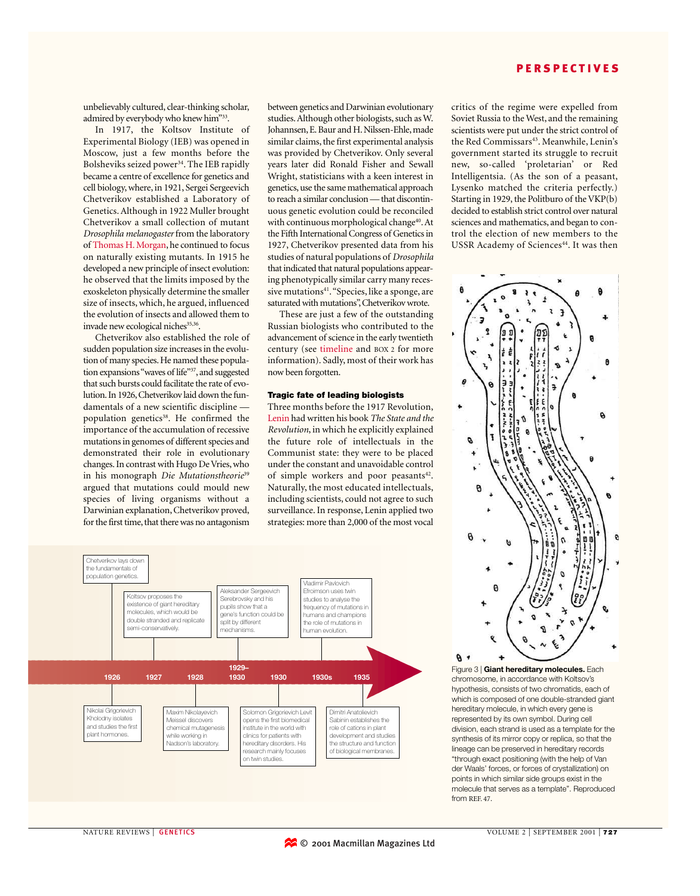unbelievably cultured, clear-thinking scholar, admired by everybody who knew him"[33].

In 1917, the Koltsov Institute of Experimental Biology (IEB) was opened in Moscow, just a few months before the Bolsheviks seized power[34]. The IEB rapidly became a centre of excellence for genetics and cell biology, where, in 1921, Sergei Sergeevich Chetverikov established a Laboratory of Genetics. Although in 1922 Muller brought Chetverikov a small collection of mutant *Drosophila melanogaster* from the laboratory of Thomas H. Morgan, he continued to focus on naturally existing mutants. In 1915 he developed a new principle of insect evolution: he observed that the limits imposed by the exoskeleton physically determine the smaller size of insects, which, he argued, influenced the evolution of insects and allowed them to invade new ecological niches[35,36].

Chetverikov also established the role of sudden population size increases in the evolution of many species. He named these population expansions "waves of life"[37], and suggested that such bursts could facilitate the rate of evolution. In 1926, Chetverikov laid down the fundamentals of a new scientific discipline — population genetics[38]. He confirmed the importance of the accumulation of recessive mutations in genomes of different species and demonstrated their role in evolutionary changes. In contrast with Hugo De Vries, who in his monograph *Die Mutationstheorie*[39] argued that mutations could mould new species of living organisms without a Darwinian explanation, Chetverikov proved, for the first time, that there was no antagonism between genetics and Darwinian evolutionary studies. Although other biologists, such as W. Johannsen, E. Baur and H. Nilssen-Ehle, made similar claims, the first experimental analysis was provided by Chetverikov. Only several years later did Ronald Fisher and Sewall Wright, statisticians with a keen interest in genetics, use the same mathematical approach to reach a similar conclusion — that discontinuous genetic evolution could be reconciled with continuous morphological change[40]. At the Fifth International Congress of Genetics in 1927, Chetverikov presented data from his studies of natural populations of *Drosophila* that indicated that natural populations appearing phenotypically similar carry many recessive mutations[41]. "Species, like a sponge, are saturated with mutations", Chetverikov wrote.

These are just a few of the outstanding Russian biologists who contributed to the advancement of science in the early twentieth century (see timeline and BOX 2 for more information). Sadly, most of their work has now been forgotten.

### Tragic fate of leading biologists

Three months before the 1917 Revolution, Lenin had written his book *The State and the Revolution*, in which he explicitly explained the future role of intellectuals in the Communist state: they were to be placed under the constant and unavoidable control of simple workers and poor peasants[42]. Naturally, the most educated intellectuals, including scientists, could not agree to such surveillance. In response, Lenin applied two strategies: more than 2,000 of the most vocal critics of the regime were expelled from Soviet Russia to the West, and the remaining scientists were put under the strict control of the Red Commissars[43]. Meanwhile, Lenin's government started its struggle to recruit new, so-called 'proletarian' or Red Intelligentsia. (As the son of a peasant, Lysenko matched the criteria perfectly.) Starting in 1929, the Politburo of the VKP(b) decided to establish strict control over natural sciences and mathematics, and began to control the election of new members to the USSR Academy of Sciences[44]. It was then

**Timeline**

- **1926** — Chetverikov lays down the fundamentals of population genetics.
- **1926** — Nikolai Grigorievich Kholodny isolates and studies the first plant hormones.
- **1927** — Koltsov proposes the existence of giant hereditary molecules, which would be double stranded and replicate semi-conservatively.
- **1928** — Maxim Nikolayevich Meissel discovers chemical mutagenesis while working in Nadson's laboratory.
- **1929–1930** — Aleksander Sergeevich Serebrovsky and his pupils show that a gene's function could be split by different mechanisms.
- **1930** — Solomon Grigorievich Levit opens the first biomedical institute in the world with clinics for patients with hereditary disorders. His research mainly focuses on twin studies.
- **1930s** — Vladimir Pavlovich Efroimson uses twin studies to analyse the frequency of mutations in humans and champions the role of mutations in human evolution.
- **1935** — Dimitri Anatolievich Sabinin establishes the role of cations in plant development and studies the structure and function of biological membranes.

Figure 3 | **Giant hereditary molecules.** Each chromosome, in accordance with Koltsov's hypothesis, consists of two chromatids, each of which is composed of one double-stranded giant hereditary molecule, in which every gene is represented by its own symbol. During cell division, each strand is used as a template for the synthesis of its mirror copy or replica, so that the lineage can be preserved in hereditary records "through exact positioning (with the help of Van der Waals' forces, or forces of crystallization) on points in which similar side groups exist in the molecule that serves as a template". Reproduced from REF. 47.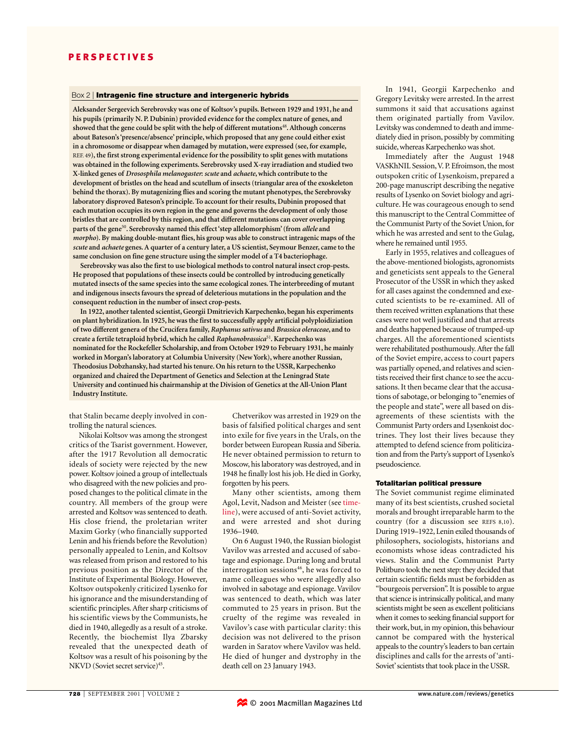### Box 2 | Intragenic fine structure and intergeneric hybrids

**Aleksander Sergeevich Serebrovsky was one of Koltsov's pupils. Between 1929 and 1931, he and his pupils (primarily N. P. Dubinin) provided evidence for the complex nature of genes, and showed that the gene could be split with the help of different mutations[48]. Although concerns about Bateson's 'presence/absence' principle, which proposed that any gene could either exist in a chromosome or disappear when damaged by mutation, were expressed (see, for example, REF. 49), the first strong experimental evidence for the possibility to split genes with mutations was obtained in the following experiments. Serebrovsky used X-ray irradiation and studied two X-linked genes of *Drososphila melanogaster*: *scute* and *achaete*, which contribute to the development of bristles on the head and scutellum of insects (triangular area of the exoskeleton behind the thorax). By mutagenizing flies and scoring the mutant phenotypes, the Serebrovsky laboratory disproved Bateson's principle. To account for their results, Dubinin proposed that each mutation occupies its own region in the gene and governs the development of only those bristles that are controlled by this region, and that different mutations can cover overlapping parts of the gene[50]. Serebrovsky named this effect 'step allelomorphism' (from *allele* and *morpho*). By making double-mutant flies, his group was able to construct intragenic maps of the *scute* and *achaete* genes. A quarter of a century later, a US scientist, Seymour Benzer, came to the same conclusion on fine gene structure using the simpler model of a T4 bacteriophage.**

**Serebrovsky was also the first to use biological methods to control natural insect crop-pests. He proposed that populations of these insects could be controlled by introducing genetically mutated insects of the same species into the same ecological zones. The interbreeding of mutant and indigenous insects favours the spread of deleterious mutations in the population and the consequent reduction in the number of insect crop-pests.**

**In 1922, another talented scientist, Georgii Dmitrievich Karpechenko, began his experiments on plant hybridization. In 1925, he was the first to successfully apply artificial polyploidiziation of two different genera of the Crucifera family, *Raphanus sativus* and *Brassica oleraceae*, and to create a fertile tetraploid hybrid, which he called *Raphanobrassica*[51]. Karpechenko was nominated for the Rockefeller Scholarship, and from October 1929 to February 1931, he mainly worked in Morgan's laboratory at Columbia University (New York), where another Russian, Theodosius Dobzhansky, had started his tenure. On his return to the USSR, Karpechenko organized and chaired the Department of Genetics and Selection at the Leningrad State University and continued his chairmanship at the Division of Genetics at the All-Union Plant Industry Institute.**

that Stalin became deeply involved in controlling the natural sciences.

Nikolai Koltsov was among the strongest critics of the Tsarist government. However, after the 1917 Revolution all democratic ideals of society were rejected by the new power. Koltsov joined a group of intellectuals who disagreed with the new policies and proposed changes to the political climate in the country. All members of the group were arrested and Koltsov was sentenced to death. His close friend, the proletarian writer Maxim Gorky (who financially supported Lenin and his friends before the Revolution) personally appealed to Lenin, and Koltsov was released from prison and restored to his previous position as the Director of the Institute of Experimental Biology. However, Koltsov outspokenly criticized Lysenko for his ignorance and the misunderstanding of scientific principles. After sharp criticisms of his scientific views by the Communists, he died in 1940, allegedly as a result of a stroke. Recently, the biochemist Ilya Zbarsky revealed that the unexpected death of Koltsov was a result of his poisoning by the NKVD (Soviet secret service)[45].

Chetverikov was arrested in 1929 on the basis of falsified political charges and sent into exile for five years in the Urals, on the border between European Russia and Siberia. He never obtained permission to return to Moscow, his laboratory was destroyed, and in 1948 he finally lost his job. He died in Gorky, forgotten by his peers.

Many other scientists, among them Agol, Levit, Nadson and Meister (see timeline), were accused of anti-Soviet activity, and were arrested and shot during 1936–1940.

On 6 August 1940, the Russian biologist Vavilov was arrested and accused of sabotage and espionage. During long and brutal interrogation sessions[46], he was forced to name colleagues who were allegedly also involved in sabotage and espionage. Vavilov was sentenced to death, which was later commuted to 25 years in prison. But the cruelty of the regime was revealed in Vavilov's case with particular clarity: this decision was not delivered to the prison warden in Saratov where Vavilov was held. He died of hunger and dystrophy in the death cell on 23 January 1943.

In 1941, Georgii Karpechenko and Gregory Levitsky were arrested. In the arrest summons it said that accusations against them originated partially from Vavilov. Levitsky was condemned to death and immediately died in prison, possibly by commiting suicide, whereas Karpechenko was shot.

Immediately after the August 1948 VASKhNIL Session, V. P. Efroimson, the most outspoken critic of Lysenkoism, prepared a 200-page manuscript describing the negative results of Lysenko on Soviet biology and agriculture. He was courageous enough to send this manuscript to the Central Committee of the Communist Party of the Soviet Union, for which he was arrested and sent to the Gulag, where he remained until 1955.

Early in 1955, relatives and colleagues of the above-mentioned biologists, agronomists and geneticists sent appeals to the General Prosecutor of the USSR in which they asked for all cases against the condemned and executed scientists to be re-examined. All of them received written explanations that these cases were not well justified and that arrests and deaths happened because of trumped-up charges. All the aforementioned scientists were rehabilitated posthumously. After the fall of the Soviet empire, access to court papers was partially opened, and relatives and scientists received their first chance to see the accusations. It then became clear that the accusations of sabotage, or belonging to "enemies of the people and state", were all based on disagreements of these scientists with the Communist Party orders and Lysenkoist doctrines. They lost their lives because they attempted to defend science from politicization and from the Party's support of Lysenko's pseudoscience.

### Totalitarian political pressure

The Soviet communist regime eliminated many of its best scientists, crushed societal morals and brought irreparable harm to the country (for a discussion see REFS 8,10). During 1919–1922, Lenin exiled thousands of philosophers, sociologists, historians and economists whose ideas contradicted his views. Stalin and the Communist Party Politburo took the next step: they decided that certain scientific fields must be forbidden as "bourgeois perversion". It is possible to argue that science is intrinsically political, and many scientists might be seen as excellent politicians when it comes to seeking financial support for their work, but, in my opinion, this behaviour cannot be compared with the hysterical appeals to the country's leaders to ban certain disciplines and calls for the arrests of 'anti-Soviet' scientists that took place in the USSR.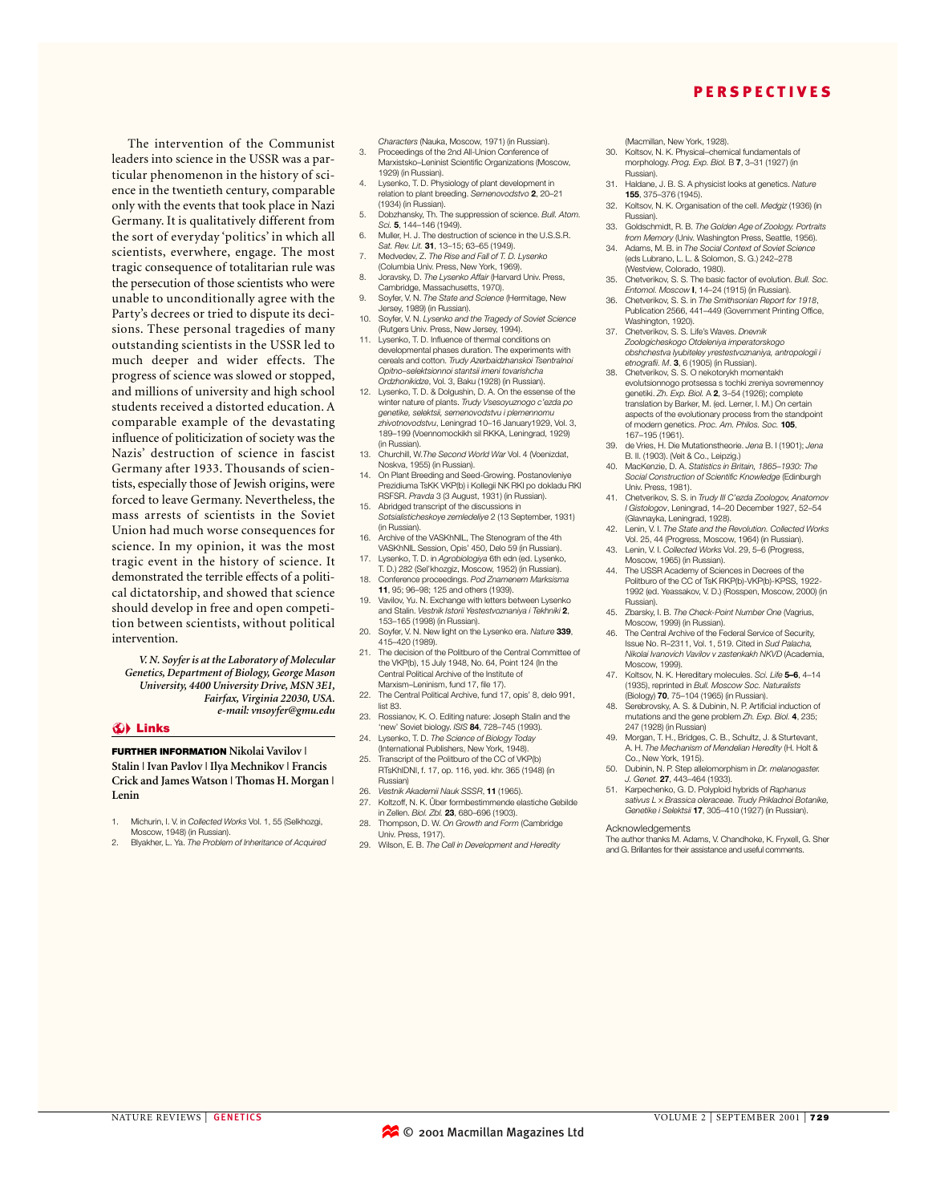The intervention of the Communist leaders into science in the USSR was a particular phenomenon in the history of science in the twentieth century, comparable only with the events that took place in Nazi Germany. It is qualitatively different from the sort of everyday 'politics' in which all scientists, everwhere, engage. The most tragic consequence of totalitarian rule was the persecution of those scientists who were unable to unconditionally agree with the Party's decrees or tried to dispute its decisions. These personal tragedies of many outstanding scientists in the USSR led to much deeper and wider effects. The progress of science was slowed or stopped, and millions of university and high school students received a distorted education. A comparable example of the devastating influence of politicization of society was the Nazis' destruction of science in fascist Germany after 1933. Thousands of scientists, especially those of Jewish origins, were forced to leave Germany. Nevertheless, the mass arrests of scientists in the Soviet Union had much worse consequences for science. In my opinion, it was the most tragic event in the history of science. It demonstrated the terrible effects of a political dictatorship, and showed that science should develop in free and open competition between scientists, without political intervention.

*V. N. Soyfer is at the Laboratory of Molecular Genetics, Department of Biology, George Mason University, 4400 University Drive, MSN 3E1, Fairfax, Virginia 22030, USA.*
*e-mail: vnsoyfer@gmu.edu*

### Links

**FURTHER INFORMATION** **Nikolai Vavilov | Stalin | Ivan Pavlov | Ilya Mechnikov | Francis Crick and James Watson | Thomas H. Morgan | Lenin**

1. Michurin, I. V. in *Collected Works* Vol. 1, 55 (Selkhozgi, Moscow, 1948) (in Russian).
2. Blyakher, L. Ya. *The Problem of Inheritance of Acquired Characters* (Nauka, Moscow, 1971) (in Russian).
3. Proceedings of the 2nd All-Union Conference of Marxistsko–Leninist Scientific Organizations (Moscow, 1929) (in Russian).
4. Lysenko, T. D. Physiology of plant development in relation to plant breeding. *Semenovodstvo* **2**, 20–21 (1934) (in Russian).
5. Dobzhansky, Th. The suppression of science. *Bull. Atom. Sci.* **5**, 144–146 (1949).
6. Muller, H. J. The destruction of science in the U.S.S.R. *Sat. Rev. Lit.* **31**, 13–15; 63–65 (1949).
7. Medvedev, Z. *The Rise and Fall of T. D. Lysenko* (Columbia Univ. Press, New York, 1969).
8. Joravsky, D. *The Lysenko Affair* (Harvard Univ. Press, Cambridge, Massachusetts, 1970).
9. Soyfer, V. N. *The State and Science* (Hermitage, New Jersey, 1989) (in Russian).
10. Soyfer, V. N. *Lysenko and the Tragedy of Soviet Science* (Rutgers Univ. Press, New Jersey, 1994).
11. Lysenko, T. D. Influence of thermal conditions on developmental phases duration. The experiments with cereals and cotton. *Trudy Azerbaidzhanskoi Tsentralnoi Opitno–selektsionnoi stantsii imeni tovarishcha Ordzhonikidze*, Vol. 3, Baku (1928) (in Russian).
12. Lysenko, T. D. & Dolgushin, D. A. On the essense of the winter nature of plants. *Trudy Vsesoyuznogo c'ezda po genetike, selektsii, semenovodstvu i plemennomu zhivotnovodstvu*, Leningrad 10–16 January1929, Vol. 3, 189–199 (Voennomockikh sil RKKA, Leningrad, 1929) (in Russian).
13. Churchill, W. *The Second World War* Vol. 4 (Voenizdat, Noskva, 1955) (in Russian).
14. On Plant Breeding and Seed-Growing. Postanovleniye Prezidiuma TsKK VKP(b) i Kollegii NK RKI po dokladu RKI RSFSR. *Pravda* 3 (3 August, 1931) (in Russian).
15. Abridged transcript of the discussions in *Sotsialisticheskoye zemledeliye* 2 (13 September, 1931) (in Russian).
16. Archive of the VASKhNIL, The Stenogram of the 4th VASKhNIL Session, Opis' 450, Delo 59 (in Russian).
17. Lysenko, T. D. in *Agrobiologiya* 6th edn (ed. Lysenko, T. D.) 282 (Sel'khozgiz, Moscow, 1952) (in Russian).
18. Conference proceedings. *Pod Znamenem Marksisma* **11**, 95; 96–98; 125 and others (1939).
19. Vavilov, Yu. N. Exchange with letters between Lysenko and Stalin. *Vestnik Istorii Yestestvoznaniya i Tekhniki* **2**, 153–165 (1998) (in Russian).
20. Soyfer, V. N. New light on the Lysenko era. *Nature* **339**, 415–420 (1989).
21. The decision of the Politburo of the Central Committee of the VKP(b), 15 July 1948, No. 64, Point 124 (In the Central Political Archive of the Institute of Marxism–Leninism, fund 17, file 17).
22. The Central Political Archive, fund 17, opis' 8, delo 991, list 83.
23. Rossianov, K. O. Editing nature: Joseph Stalin and the 'new' Soviet biology. *ISIS* **84**, 728–745 (1993).
24. Lysenko, T. D. *The Science of Biology Today* (International Publishers, New York, 1948).
25. Transcript of the Politburo of the CC of VKP(b) RTsKhIDNI, f. 17, op. 116, yed. khr. 365 (1948) (in Russian)
26. *Vestnik Akademii Nauk SSSR*, **11** (1965).
27. Koltzoff, N. K. Über formbestimmende elastiche Gebilde in Zellen. *Biol. Zbl.* **23**, 680–696 (1903).
28. Thompson, D. W. *On Growth and Form* (Cambridge Univ. Press, 1917).
29. Wilson, E. B. *The Cell in Development and Heredity* (Macmillan, New York, 1928).
30. Koltsov, N. K. Physical–chemical fundamentals of morphology. *Prog. Exp. Biol.* B **7**, 3–31 (1927) (in Russian).
31. Haldane, J. B. S. A physicist looks at genetics. *Nature* **155**, 375–376 (1945).
32. Koltsov, N. K. Organisation of the cell. *Medgiz* (1936) (in Russian).
33. Goldschmidt, R. B. *The Golden Age of Zoology. Portraits from Memory* (Univ. Washington Press, Seattle, 1956).
34. Adams, M. B. in *The Social Context of Soviet Science* (eds Lubrano, L. L. & Solomon, S. G.) 242–278 (Westview, Colorado, 1980).
35. Chetverikov, S. S. The basic factor of evolution. *Bull. Soc. Entomol. Moscow* **I**, 14–24 (1915) (in Russian).
36. Chetverikov, S. S. in *The Smithsonian Report for 1918*, Publication 2566, 441–449 (Government Printing Office, Washington, 1920).
37. Chetverikov, S. S. Life's Waves. *Dnevnik Zoologicheskogo Otdeleniya imperatorskogo obshchestva lyubiteley yrestestvoznaniya, antropologii i etnografii. M.* **3**, 6 (1905) (in Russian).
38. Chetverikov, S. S. O nekotorykh momentakh evolutsionnogo protsessa s tochki zreniya sovremennoy genetiki. *Zh. Exp. Biol.* A **2**, 3–54 (1926); complete translation by Barker, M. (ed. Lerner, I. M.) On certain aspects of the evolutionary process from the standpoint of modern genetics. *Proc. Am. Philos. Soc.* **105**, 167–195 (1961).
39. de Vries, H. Die Mutationstheorie. *Jena* B. I (1901); *Jena* B. II. (1903). (Veit & Co., Leipzig.)
40. MacKenzie, D. A. *Statistics in Britain, 1865–1930: The Social Construction of Scientific Knowledge* (Edinburgh Univ. Press, 1981).
41. Chetverikov, S. S. in *Trudy III C'ezda Zoologov, Anatomov I Gistologov*, Leningrad, 14–20 December 1927, 52–54 (Glavnayka, Leningrad, 1928).
42. Lenin, V. I. *The State and the Revolution. Collected Works* Vol. 25, 44 (Progress, Moscow, 1964) (in Russian).
43. Lenin, V. I. *Collected Works* Vol. 29, 5–6 (Progress, Moscow, 1965) (in Russian).
44. The USSR Academy of Sciences in Decrees of the Politburo of the CC of TsK RKP(b)-VKP(b)-KPSS, 1922-1992 (ed. Yeassakov, V. D.) (Rosspen, Moscow, 2000) (in Russian).
45. Zbarsky, I. B. *The Check-Point Number One* (Vagrius, Moscow, 1999) (in Russian).
46. The Central Archive of the Federal Service of Security, Issue No. R–2311, Vol. 1, 519. Cited in *Sud Palacha, Nikolai Ivanovich Vavilov v zastenkakh NKVD* (Academia, Moscow, 1999).
47. Koltsov, N. K. Hereditary molecules. *Sci. Life* **5–6**, 4–14 (1935), reprinted in *Bull. Moscow Soc. Naturalists* (Biology) **70**, 75–104 (1965) (in Russian).
48. Serebrovsky, A. S. & Dubinin, N. P. Artificial induction of mutations and the gene problem *Zh. Exp. Biol.* **4**, 235; 247 (1928) (in Russian)
49. Morgan, T. H., Bridges, C. B., Schultz, J. & Sturtevant, A. H. *The Mechanism of Mendelian Heredity* (H. Holt & Co., New York, 1915).
50. Dubinin, N. P. Step allelomorphism in *Dr. melanogaster. J. Genet.* **27**, 443–464 (1933).
51. Karpechenko, G. D. Polyploid hybrids of *Raphanus sativus L* × *Brassica oleraceae. Trudy Prikladnoi Botanike, Genetike i Selektsii* **17**, 305–410 (1927) (in Russian).

#### Acknowledgements

The author thanks M. Adams, V. Chandhoke, K. Fryxell, G. Sher and G. Brillantes for their assistance and useful comments.